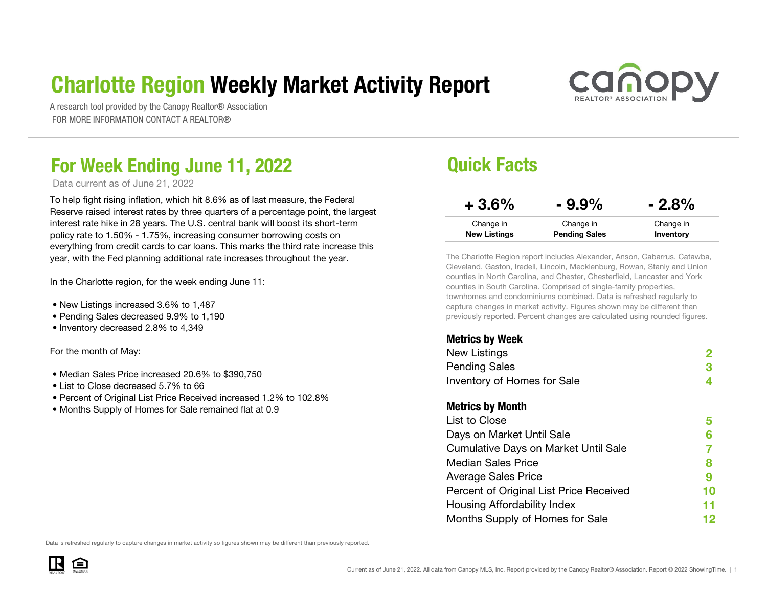# Charlotte Region Weekly Market Activity Report

A research tool provided by the Canopy Realtor® Association
FOR MORE INFORMATION CONTACT A REALTOR®

## For Week Ending June 11, 2022

Data current as of June 21, 2022

To help fight rising inflation, which hit 8.6% as of last measure, the Federal Reserve raised interest rates by three quarters of a percentage point, the largest interest rate hike in 28 years. The U.S. central bank will boost its short-term policy rate to 1.50% - 1.75%, increasing consumer borrowing costs on everything from credit cards to car loans. This marks the third rate increase this year, with the Fed planning additional rate increases throughout the year.

In the Charlotte region, for the week ending June 11:

- New Listings increased 3.6% to 1,487
- Pending Sales decreased 9.9% to 1,190
- Inventory decreased 2.8% to 4,349

For the month of May:

- Median Sales Price increased 20.6% to $390,750
- List to Close decreased 5.7% to 66
- Percent of Original List Price Received increased 1.2% to 102.8%
- Months Supply of Homes for Sale remained flat at 0.9

## Quick Facts

| + 3.6% | - 9.9% | - 2.8% |
|---|---|---|
| Change in **New Listings** | Change in **Pending Sales** | Change in **Inventory** |

The Charlotte Region report includes Alexander, Anson, Cabarrus, Catawba, Cleveland, Gaston, Iredell, Lincoln, Mecklenburg, Rowan, Stanly and Union counties in North Carolina, and Chester, Chesterfield, Lancaster and York counties in South Carolina. Comprised of single-family properties, townhomes and condominiums combined. Data is refreshed regularly to capture changes in market activity. Figures shown may be different than previously reported. Percent changes are calculated using rounded figures.

**Metrics by Week**

| | |
|---|---|
| New Listings | 2 |
| Pending Sales | 3 |
| Inventory of Homes for Sale | 4 |

**Metrics by Month**

| | |
|---|---|
| List to Close | 5 |
| Days on Market Until Sale | 6 |
| Cumulative Days on Market Until Sale | 7 |
| Median Sales Price | 8 |
| Average Sales Price | 9 |
| Percent of Original List Price Received | 10 |
| Housing Affordability Index | 11 |
| Months Supply of Homes for Sale | 12 |

Data is refreshed regularly to capture changes in market activity so figures shown may be different than previously reported.

Current as of June 21, 2022. All data from Canopy MLS, Inc. Report provided by the Canopy Realtor® Association. Report © 2022 ShowingTime.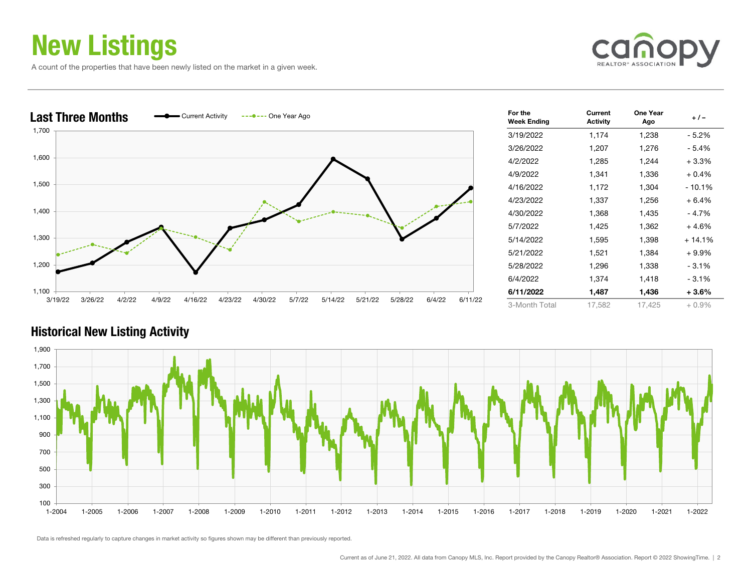# New Listings

A count of the properties that have been newly listed on the market in a given week.

## Last Three Months

| For the Week Ending | Current Activity | One Year Ago | + / – |
|---|---|---|---|
| 3/19/2022 | 1,174 | 1,238 | - 5.2% |
| 3/26/2022 | 1,207 | 1,276 | - 5.4% |
| 4/2/2022 | 1,285 | 1,244 | + 3.3% |
| 4/9/2022 | 1,341 | 1,336 | + 0.4% |
| 4/16/2022 | 1,172 | 1,304 | - 10.1% |
| 4/23/2022 | 1,337 | 1,256 | + 6.4% |
| 4/30/2022 | 1,368 | 1,435 | - 4.7% |
| 5/7/2022 | 1,425 | 1,362 | + 4.6% |
| 5/14/2022 | 1,595 | 1,398 | + 14.1% |
| 5/21/2022 | 1,521 | 1,384 | + 9.9% |
| 5/28/2022 | 1,296 | 1,338 | - 3.1% |
| 6/4/2022 | 1,374 | 1,418 | - 3.1% |
| **6/11/2022** | **1,487** | **1,436** | **+ 3.6%** |
| 3-Month Total | 17,582 | 17,425 | + 0.9% |

## Historical New Listing Activity

Data is refreshed regularly to capture changes in market activity so figures shown may be different than previously reported.

Current as of June 21, 2022. All data from Canopy MLS, Inc. Report provided by the Canopy Realtor® Association. Report © 2022 ShowingTime.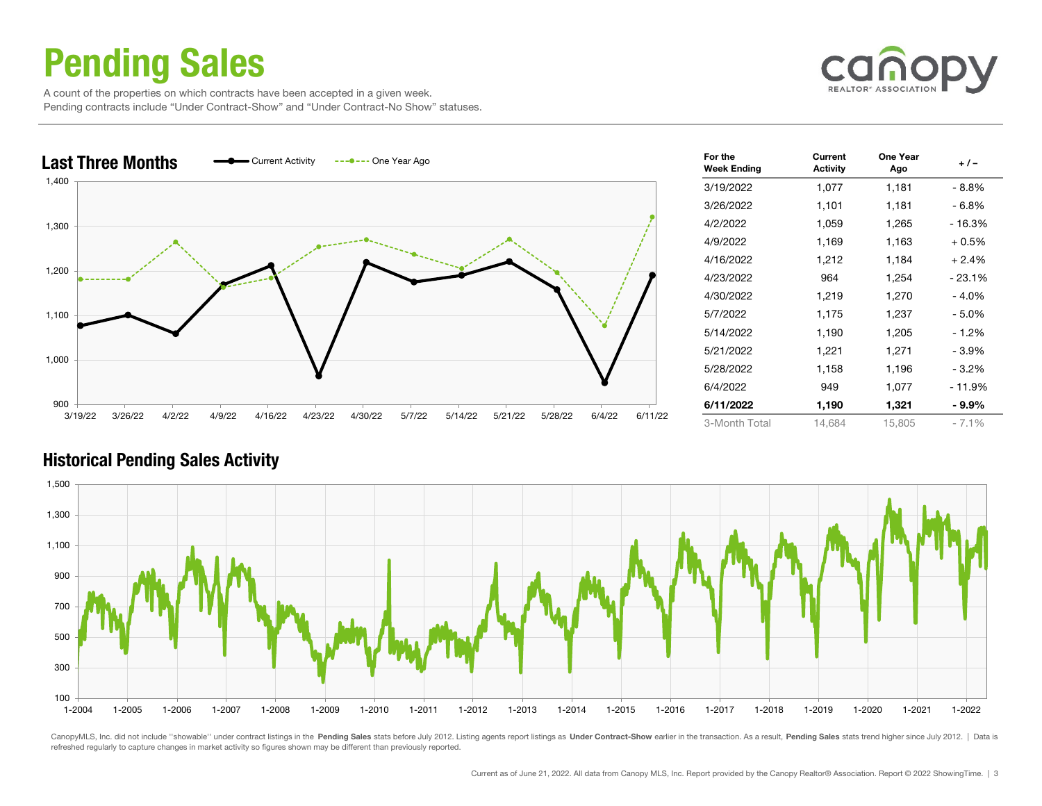# Pending Sales

A count of the properties on which contracts have been accepted in a given week.
Pending contracts include "Under Contract-Show" and "Under Contract-No Show" statuses.

## Last Three Months

| For the Week Ending | Current Activity | One Year Ago | + / – |
|---|---|---|---|
| 3/19/2022 | 1,077 | 1,181 | - 8.8% |
| 3/26/2022 | 1,101 | 1,181 | - 6.8% |
| 4/2/2022 | 1,059 | 1,265 | - 16.3% |
| 4/9/2022 | 1,169 | 1,163 | + 0.5% |
| 4/16/2022 | 1,212 | 1,184 | + 2.4% |
| 4/23/2022 | 964 | 1,254 | - 23.1% |
| 4/30/2022 | 1,219 | 1,270 | - 4.0% |
| 5/7/2022 | 1,175 | 1,237 | - 5.0% |
| 5/14/2022 | 1,190 | 1,205 | - 1.2% |
| 5/21/2022 | 1,221 | 1,271 | - 3.9% |
| 5/28/2022 | 1,158 | 1,196 | - 3.2% |
| 6/4/2022 | 949 | 1,077 | - 11.9% |
| **6/11/2022** | **1,190** | **1,321** | **- 9.9%** |
| 3-Month Total | 14,684 | 15,805 | - 7.1% |

## Historical Pending Sales Activity

CanopyMLS, Inc. did not include "showable" under contract listings in the **Pending Sales** stats before July 2012. Listing agents report listings as **Under Contract-Show** earlier in the transaction. As a result, **Pending Sales** stats trend higher since July 2012. | Data is refreshed regularly to capture changes in market activity so figures shown may be different than previously reported.

Current as of June 21, 2022. All data from Canopy MLS, Inc. Report provided by the Canopy Realtor® Association. Report © 2022 ShowingTime.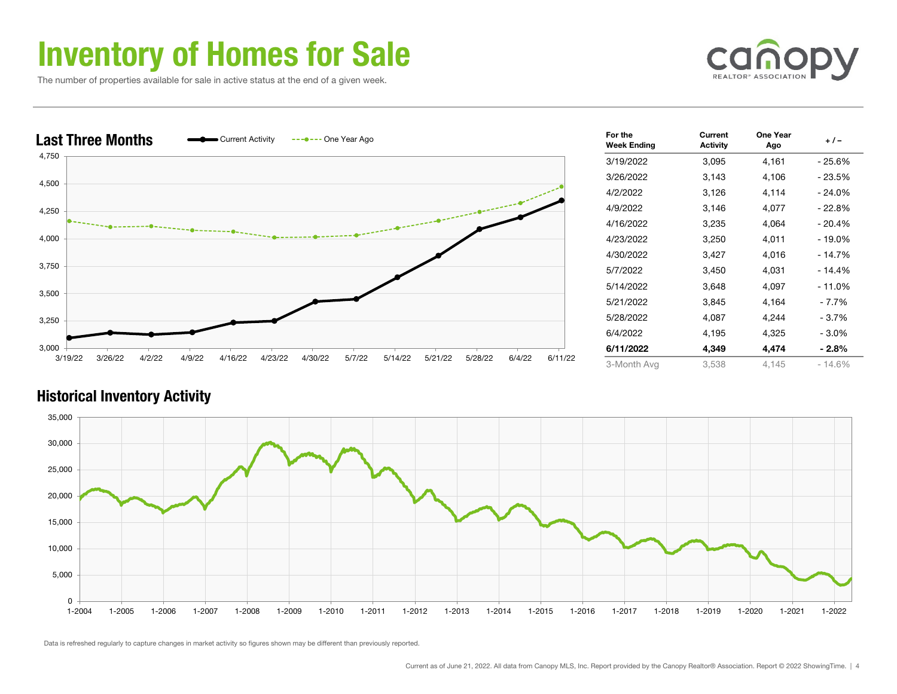# Inventory of Homes for Sale

The number of properties available for sale in active status at the end of a given week.

## Last Three Months

| For the Week Ending | Current Activity | One Year Ago | + / – |
|---|---|---|---|
| 3/19/2022 | 3,095 | 4,161 | - 25.6% |
| 3/26/2022 | 3,143 | 4,106 | - 23.5% |
| 4/2/2022 | 3,126 | 4,114 | - 24.0% |
| 4/9/2022 | 3,146 | 4,077 | - 22.8% |
| 4/16/2022 | 3,235 | 4,064 | - 20.4% |
| 4/23/2022 | 3,250 | 4,011 | - 19.0% |
| 4/30/2022 | 3,427 | 4,016 | - 14.7% |
| 5/7/2022 | 3,450 | 4,031 | - 14.4% |
| 5/14/2022 | 3,648 | 4,097 | - 11.0% |
| 5/21/2022 | 3,845 | 4,164 | - 7.7% |
| 5/28/2022 | 4,087 | 4,244 | - 3.7% |
| 6/4/2022 | 4,195 | 4,325 | - 3.0% |
| **6/11/2022** | **4,349** | **4,474** | **- 2.8%** |
| 3-Month Avg | 3,538 | 4,145 | - 14.6% |

## Historical Inventory Activity

Data is refreshed regularly to capture changes in market activity so figures shown may be different than previously reported.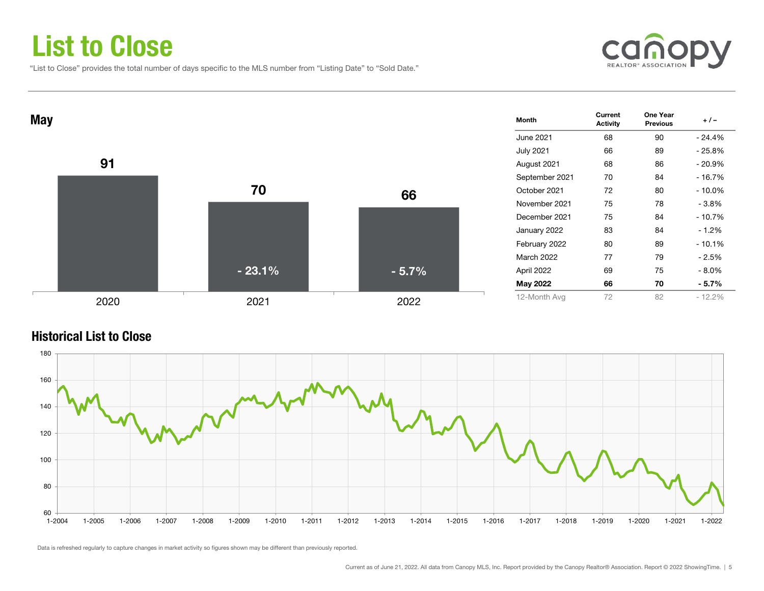# List to Close

"List to Close" provides the total number of days specific to the MLS number from "Listing Date" to "Sold Date."

## May

| | 2020 | 2021 | 2022 |
|---|---|---|---|
| List to Close | 91 | 70 | 66 |
| Change | | - 23.1% | - 5.7% |

| Month | Current Activity | One Year Previous | + / – |
|---|---|---|---|
| June 2021 | 68 | 90 | - 24.4% |
| July 2021 | 66 | 89 | - 25.8% |
| August 2021 | 68 | 86 | - 20.9% |
| September 2021 | 70 | 84 | - 16.7% |
| October 2021 | 72 | 80 | - 10.0% |
| November 2021 | 75 | 78 | - 3.8% |
| December 2021 | 75 | 84 | - 10.7% |
| January 2022 | 83 | 84 | - 1.2% |
| February 2022 | 80 | 89 | - 10.1% |
| March 2022 | 77 | 79 | - 2.5% |
| April 2022 | 69 | 75 | - 8.0% |
| **May 2022** | **66** | **70** | **- 5.7%** |
| 12-Month Avg | 72 | 82 | - 12.2% |

## Historical List to Close

Data is refreshed regularly to capture changes in market activity so figures shown may be different than previously reported.

Current as of June 21, 2022. All data from Canopy MLS, Inc. Report provided by the Canopy Realtor® Association. Report © 2022 ShowingTime.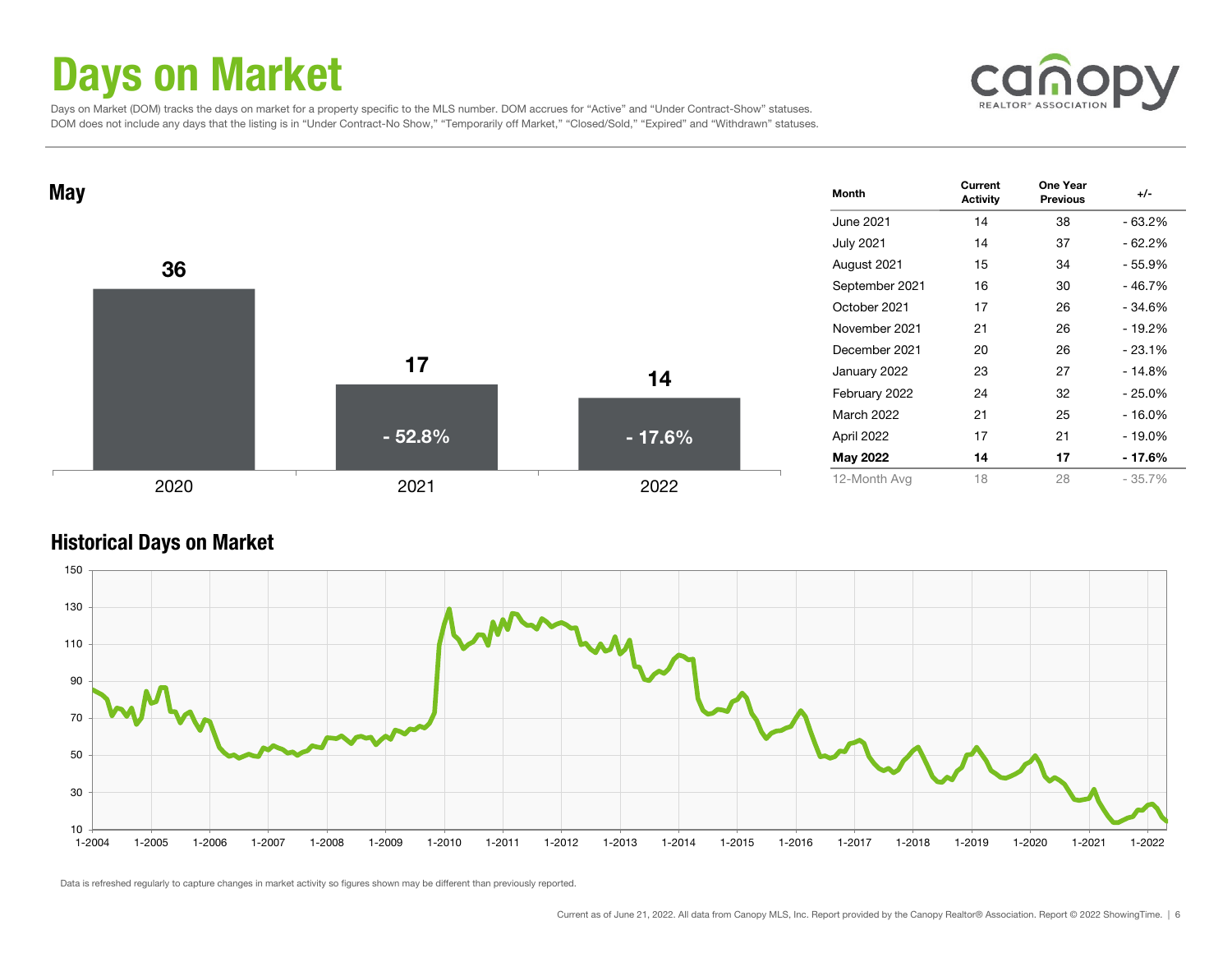# Days on Market

Days on Market (DOM) tracks the days on market for a property specific to the MLS number. DOM accrues for "Active" and "Under Contract-Show" statuses. DOM does not include any days that the listing is in "Under Contract-No Show," "Temporarily off Market," "Closed/Sold," "Expired" and "Withdrawn" statuses.

## May

| Year | Days on Market | Change |
|---|---|---|
| 2020 | 36 | |
| 2021 | 17 | - 52.8% |
| 2022 | 14 | - 17.6% |

| Month | Current Activity | One Year Previous | +/- |
|---|---|---|---|
| June 2021 | 14 | 38 | - 63.2% |
| July 2021 | 14 | 37 | - 62.2% |
| August 2021 | 15 | 34 | - 55.9% |
| September 2021 | 16 | 30 | - 46.7% |
| October 2021 | 17 | 26 | - 34.6% |
| November 2021 | 21 | 26 | - 19.2% |
| December 2021 | 20 | 26 | - 23.1% |
| January 2022 | 23 | 27 | - 14.8% |
| February 2022 | 24 | 32 | - 25.0% |
| March 2022 | 21 | 25 | - 16.0% |
| April 2022 | 17 | 21 | - 19.0% |
| **May 2022** | **14** | **17** | **- 17.6%** |
| 12-Month Avg | 18 | 28 | - 35.7% |

## Historical Days on Market

Data is refreshed regularly to capture changes in market activity so figures shown may be different than previously reported.

Current as of June 21, 2022. All data from Canopy MLS, Inc. Report provided by the Canopy Realtor® Association. Report © 2022 ShowingTime.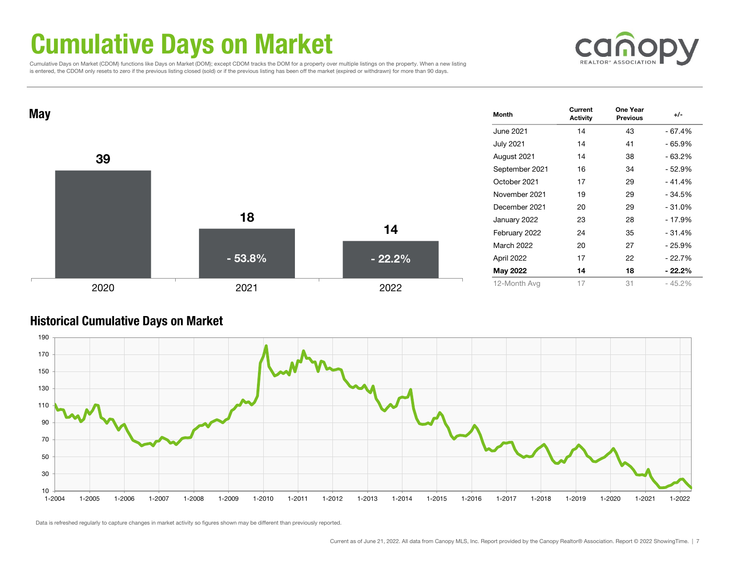# Cumulative Days on Market

Cumulative Days on Market (CDOM) functions like Days on Market (DOM); except CDOM tracks the DOM for a property over multiple listings on the property. When a new listing is entered, the CDOM only resets to zero if the previous listing closed (sold) or if the previous listing has been off the market (expired or withdrawn) for more than 90 days.

## May

| Year | Value | Change |
|---|---|---|
| 2020 | 39 | |
| 2021 | 18 | - 53.8% |
| 2022 | 14 | - 22.2% |

| Month | Current Activity | One Year Previous | +/- |
|---|---|---|---|
| June 2021 | 14 | 43 | - 67.4% |
| July 2021 | 14 | 41 | - 65.9% |
| August 2021 | 14 | 38 | - 63.2% |
| September 2021 | 16 | 34 | - 52.9% |
| October 2021 | 17 | 29 | - 41.4% |
| November 2021 | 19 | 29 | - 34.5% |
| December 2021 | 20 | 29 | - 31.0% |
| January 2022 | 23 | 28 | - 17.9% |
| February 2022 | 24 | 35 | - 31.4% |
| March 2022 | 20 | 27 | - 25.9% |
| April 2022 | 17 | 22 | - 22.7% |
| **May 2022** | **14** | **18** | **- 22.2%** |
| 12-Month Avg | 17 | 31 | - 45.2% |

## Historical Cumulative Days on Market

Data is refreshed regularly to capture changes in market activity so figures shown may be different than previously reported.

Current as of June 21, 2022. All data from Canopy MLS, Inc. Report provided by the Canopy Realtor® Association. Report © 2022 ShowingTime.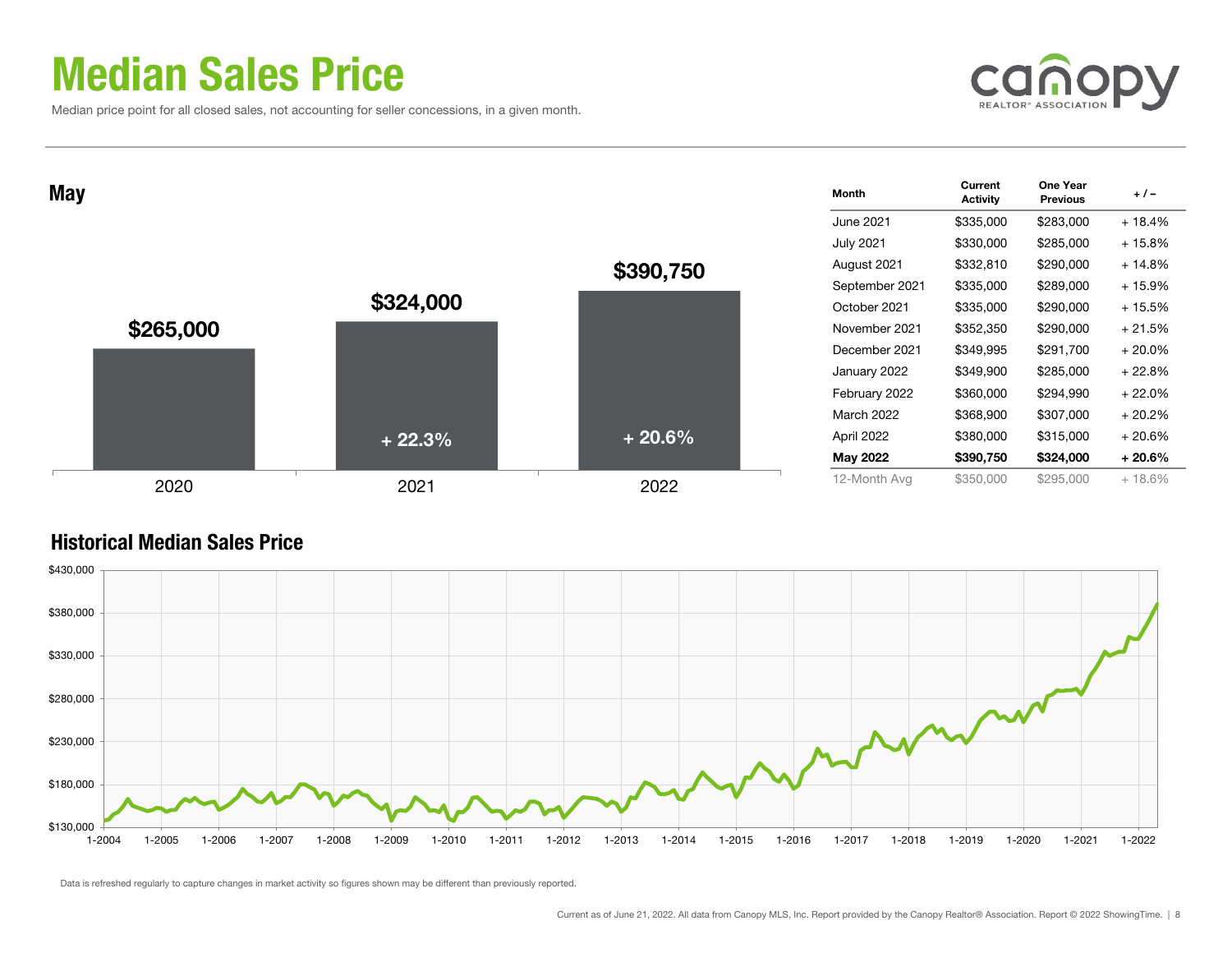# Median Sales Price

Median price point for all closed sales, not accounting for seller concessions, in a given month.

## May

| Year | Median Sales Price | Change |
|---|---|---|
| 2020 | $265,000 | |
| 2021 | $324,000 | + 22.3% |
| 2022 | $390,750 | + 20.6% |

| Month | Current Activity | One Year Previous | + / – |
|---|---|---|---|
| June 2021 | $335,000 | $283,000 | + 18.4% |
| July 2021 | $330,000 | $285,000 | + 15.8% |
| August 2021 | $332,810 | $290,000 | + 14.8% |
| September 2021 | $335,000 | $289,000 | + 15.9% |
| October 2021 | $335,000 | $290,000 | + 15.5% |
| November 2021 | $352,350 | $290,000 | + 21.5% |
| December 2021 | $349,995 | $291,700 | + 20.0% |
| January 2022 | $349,900 | $285,000 | + 22.8% |
| February 2022 | $360,000 | $294,990 | + 22.0% |
| March 2022 | $368,900 | $307,000 | + 20.2% |
| April 2022 | $380,000 | $315,000 | + 20.6% |
| **May 2022** | **$390,750** | **$324,000** | **+ 20.6%** |
| 12-Month Avg | $350,000 | $295,000 | + 18.6% |

## Historical Median Sales Price

Data is refreshed regularly to capture changes in market activity so figures shown may be different than previously reported.

Current as of June 21, 2022. All data from Canopy MLS, Inc. Report provided by the Canopy Realtor® Association. Report © 2022 ShowingTime.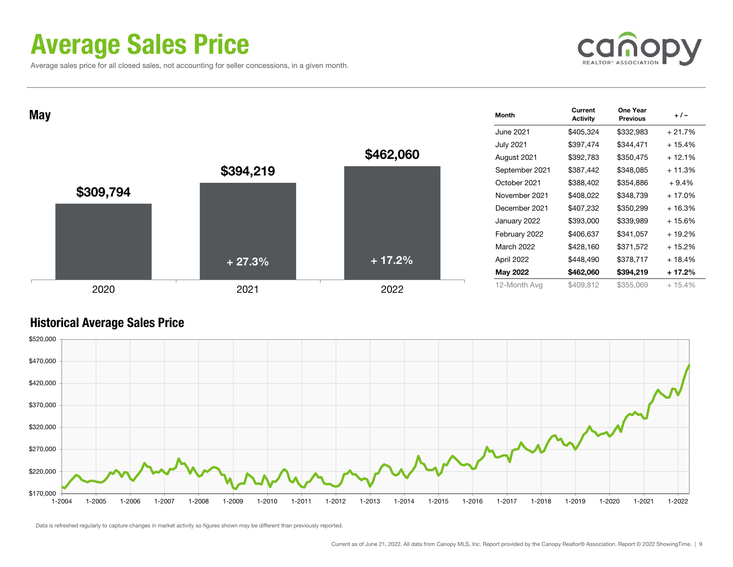# Average Sales Price

Average sales price for all closed sales, not accounting for seller concessions, in a given month.

## May

| Year | Average Sales Price | Change |
|---|---|---|
| 2020 | $309,794 | |
| 2021 | $394,219 | + 27.3% |
| 2022 | $462,060 | + 17.2% |

| Month | Current Activity | One Year Previous | + / – |
|---|---|---|---|
| June 2021 | $405,324 | $332,983 | + 21.7% |
| July 2021 | $397,474 | $344,471 | + 15.4% |
| August 2021 | $392,783 | $350,475 | + 12.1% |
| September 2021 | $387,442 | $348,085 | + 11.3% |
| October 2021 | $388,402 | $354,886 | + 9.4% |
| November 2021 | $408,022 | $348,739 | + 17.0% |
| December 2021 | $407,232 | $350,299 | + 16.3% |
| January 2022 | $393,000 | $339,989 | + 15.6% |
| February 2022 | $406,637 | $341,057 | + 19.2% |
| March 2022 | $428,160 | $371,572 | + 15.2% |
| April 2022 | $448,490 | $378,717 | + 18.4% |
| **May 2022** | **$462,060** | **$394,219** | **+ 17.2%** |
| 12-Month Avg | $409,812 | $355,069 | + 15.4% |

## Historical Average Sales Price

Data is refreshed regularly to capture changes in market activity so figures shown may be different than previously reported.

Current as of June 21, 2022. All data from Canopy MLS, Inc. Report provided by the Canopy Realtor® Association. Report © 2022 ShowingTime.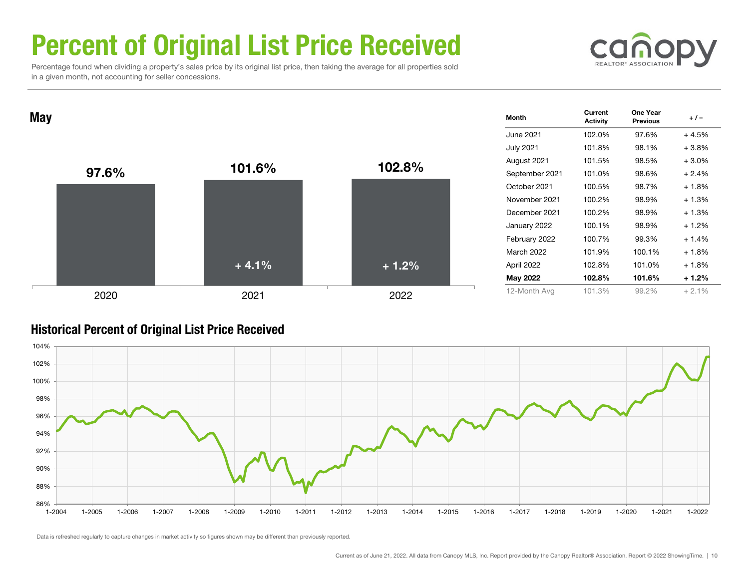# Percent of Original List Price Received

Percentage found when dividing a property's sales price by its original list price, then taking the average for all properties sold in a given month, not accounting for seller concessions.

## May

| | 2020 | 2021 | 2022 |
|---|---|---|---|
| Percent of Original List Price Received | 97.6% | 101.6% | 102.8% |
| Change | | + 4.1% | + 1.2% |

| Month | Current Activity | One Year Previous | + / – |
|---|---|---|---|
| June 2021 | 102.0% | 97.6% | + 4.5% |
| July 2021 | 101.8% | 98.1% | + 3.8% |
| August 2021 | 101.5% | 98.5% | + 3.0% |
| September 2021 | 101.0% | 98.6% | + 2.4% |
| October 2021 | 100.5% | 98.7% | + 1.8% |
| November 2021 | 100.2% | 98.9% | + 1.3% |
| December 2021 | 100.2% | 98.9% | + 1.3% |
| January 2022 | 100.1% | 98.9% | + 1.2% |
| February 2022 | 100.7% | 99.3% | + 1.4% |
| March 2022 | 101.9% | 100.1% | + 1.8% |
| April 2022 | 102.8% | 101.0% | + 1.8% |
| **May 2022** | **102.8%** | **101.6%** | **+ 1.2%** |
| 12-Month Avg | 101.3% | 99.2% | + 2.1% |

## Historical Percent of Original List Price Received

Data is refreshed regularly to capture changes in market activity so figures shown may be different than previously reported.

Current as of June 21, 2022. All data from Canopy MLS, Inc. Report provided by the Canopy Realtor® Association. Report © 2022 ShowingTime.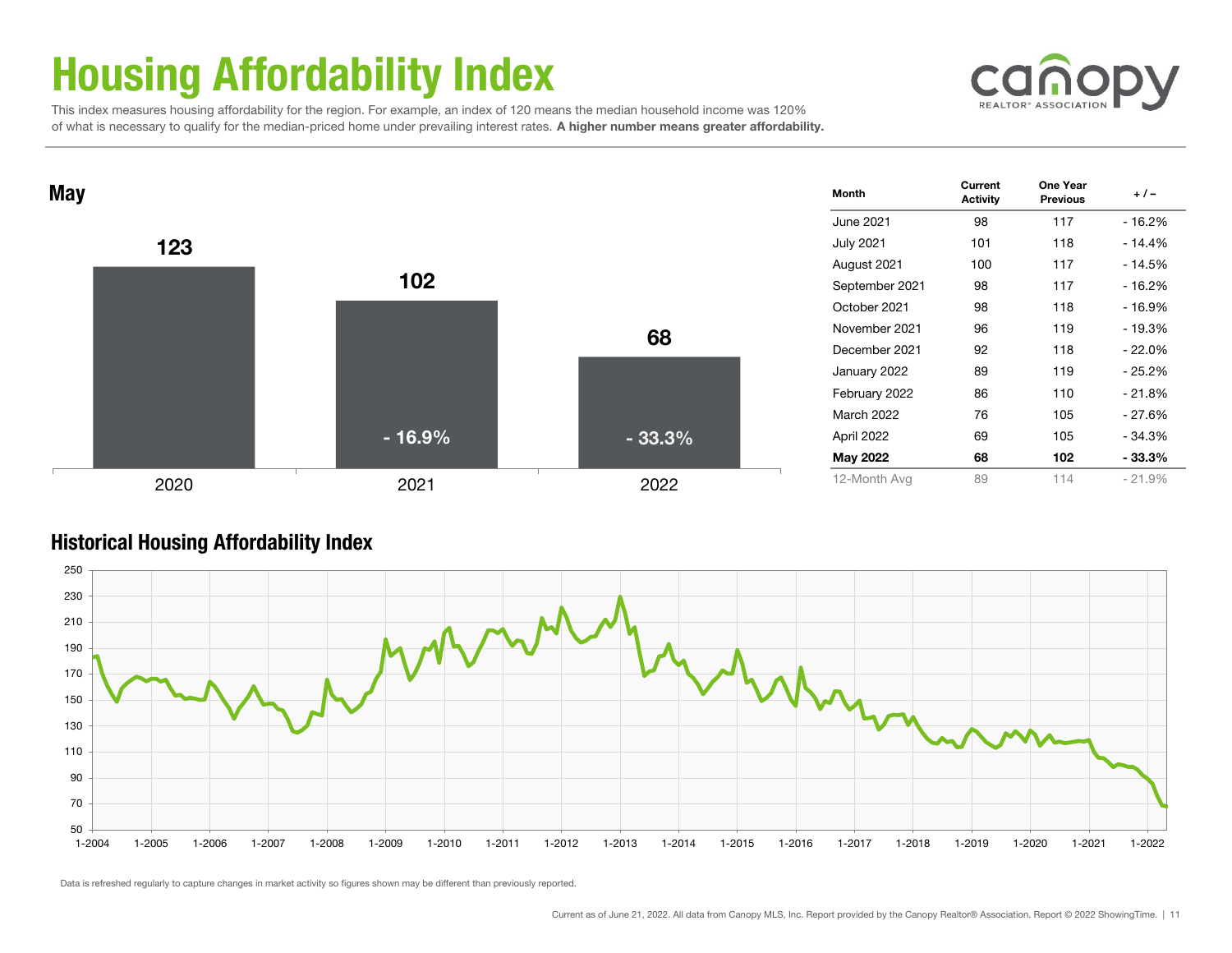# Housing Affordability Index

This index measures housing affordability for the region. For example, an index of 120 means the median household income was 120% of what is necessary to qualify for the median-priced home under prevailing interest rates. **A higher number means greater affordability.**

## May

| Year | Index | Change |
|---|---|---|
| 2020 | 123 | |
| 2021 | 102 | - 16.9% |
| 2022 | 68 | - 33.3% |

| Month | Current Activity | One Year Previous | + / – |
|---|---|---|---|
| June 2021 | 98 | 117 | - 16.2% |
| July 2021 | 101 | 118 | - 14.4% |
| August 2021 | 100 | 117 | - 14.5% |
| September 2021 | 98 | 117 | - 16.2% |
| October 2021 | 98 | 118 | - 16.9% |
| November 2021 | 96 | 119 | - 19.3% |
| December 2021 | 92 | 118 | - 22.0% |
| January 2022 | 89 | 119 | - 25.2% |
| February 2022 | 86 | 110 | - 21.8% |
| March 2022 | 76 | 105 | - 27.6% |
| April 2022 | 69 | 105 | - 34.3% |
| **May 2022** | **68** | **102** | **- 33.3%** |
| 12-Month Avg | 89 | 114 | - 21.9% |

## Historical Housing Affordability Index

Data is refreshed regularly to capture changes in market activity so figures shown may be different than previously reported.

Current as of June 21, 2022. All data from Canopy MLS, Inc. Report provided by the Canopy Realtor® Association. Report © 2022 ShowingTime.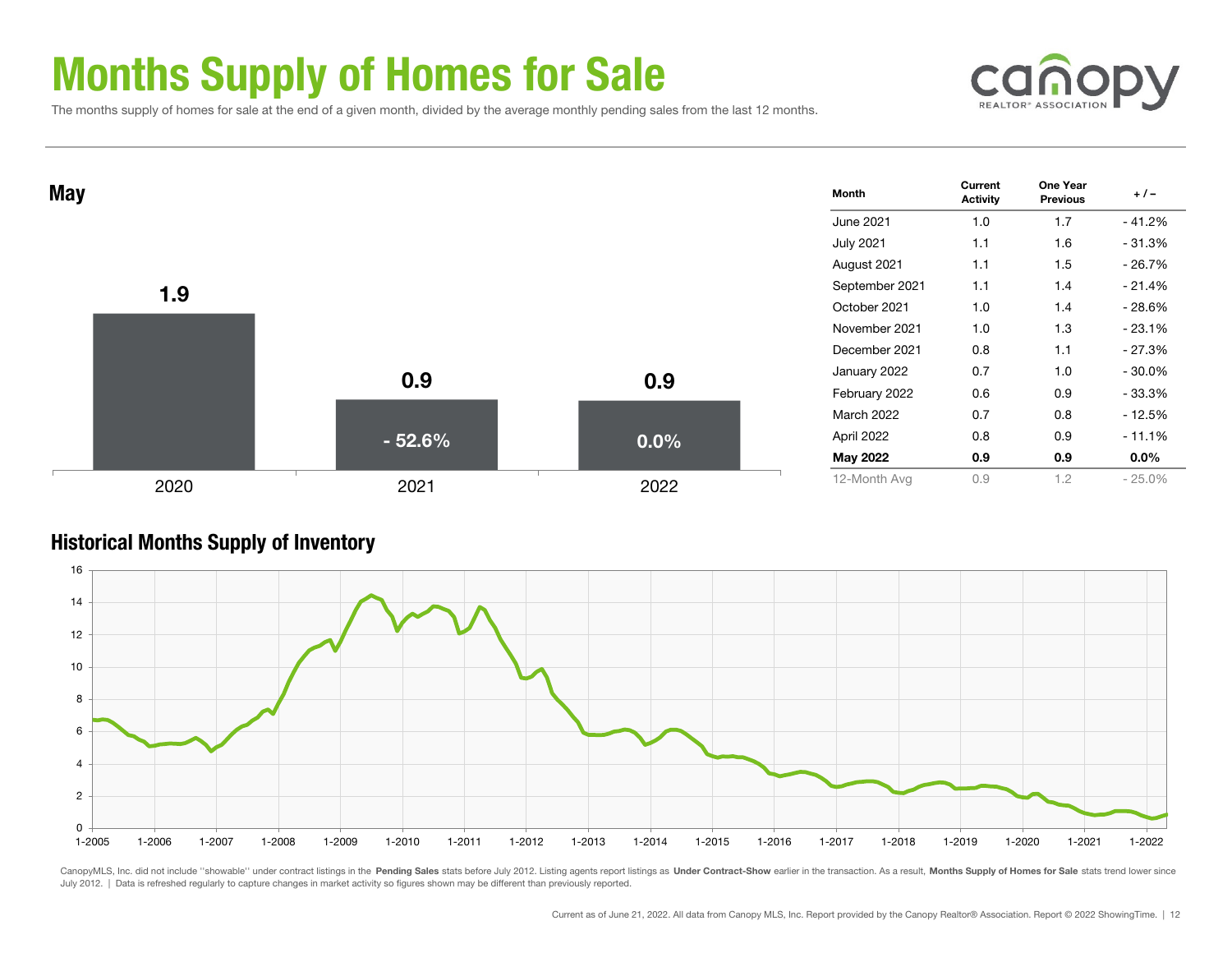# Months Supply of Homes for Sale

The months supply of homes for sale at the end of a given month, divided by the average monthly pending sales from the last 12 months.

## May

1.9
0.9
- 52.6%
0.9
0.0%
2020
2021
2022

| Month | Current Activity | One Year Previous | + / – |
|---|---|---|---|
| June 2021 | 1.0 | 1.7 | - 41.2% |
| July 2021 | 1.1 | 1.6 | - 31.3% |
| August 2021 | 1.1 | 1.5 | - 26.7% |
| September 2021 | 1.1 | 1.4 | - 21.4% |
| October 2021 | 1.0 | 1.4 | - 28.6% |
| November 2021 | 1.0 | 1.3 | - 23.1% |
| December 2021 | 0.8 | 1.1 | - 27.3% |
| January 2022 | 0.7 | 1.0 | - 30.0% |
| February 2022 | 0.6 | 0.9 | - 33.3% |
| March 2022 | 0.7 | 0.8 | - 12.5% |
| April 2022 | 0.8 | 0.9 | - 11.1% |
| **May 2022** | **0.9** | **0.9** | **0.0%** |
| 12-Month Avg | 0.9 | 1.2 | - 25.0% |

## Historical Months Supply of Inventory

16
14
12
10
8
6
4
2
0
1-2005 1-2006 1-2007 1-2008 1-2009 1-2010 1-2011 1-2012 1-2013 1-2014 1-2015 1-2016 1-2017 1-2018 1-2019 1-2020 1-2021 1-2022

CanopyMLS, Inc. did not include "showable" under contract listings in the **Pending Sales** stats before July 2012. Listing agents report listings as **Under Contract-Show** earlier in the transaction. As a result, **Months Supply of Homes for Sale** stats trend lower since July 2012. | Data is refreshed regularly to capture changes in market activity so figures shown may be different than previously reported.

Current as of June 21, 2022. All data from Canopy MLS, Inc. Report provided by the Canopy Realtor® Association. Report © 2022 ShowingTime.